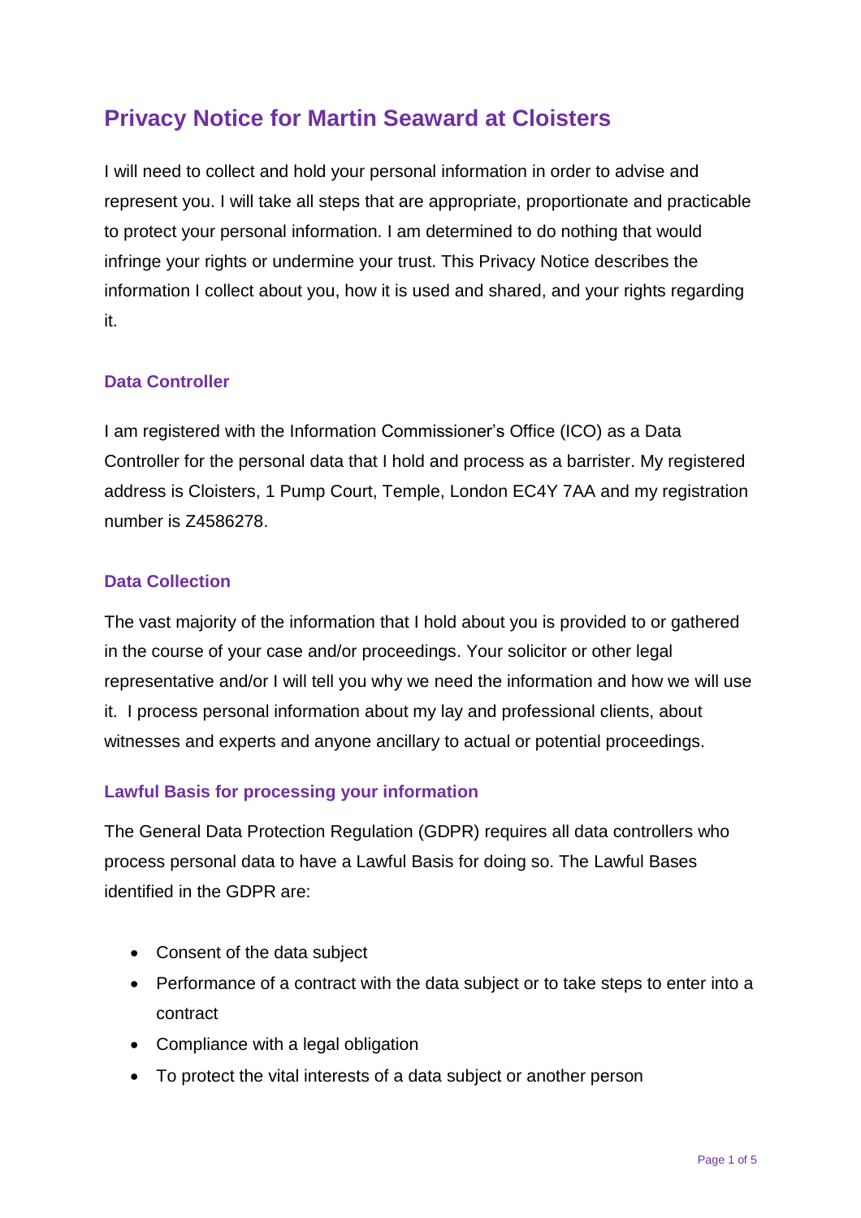# Privacy Notice for Martin Seaward at Cloisters

I will need to collect and hold your personal information in order to advise and represent you. I will take all steps that are appropriate, proportionate and practicable to protect your personal information. I am determined to do nothing that would infringe your rights or undermine your trust. This Privacy Notice describes the information I collect about you, how it is used and shared, and your rights regarding it.

## Data Controller

I am registered with the Information Commissioner's Office (ICO) as a Data Controller for the personal data that I hold and process as a barrister. My registered address is Cloisters, 1 Pump Court, Temple, London EC4Y 7AA and my registration number is Z4586278.

## Data Collection

The vast majority of the information that I hold about you is provided to or gathered in the course of your case and/or proceedings. Your solicitor or other legal representative and/or I will tell you why we need the information and how we will use it. I process personal information about my lay and professional clients, about witnesses and experts and anyone ancillary to actual or potential proceedings.

## Lawful Basis for processing your information

The General Data Protection Regulation (GDPR) requires all data controllers who process personal data to have a Lawful Basis for doing so. The Lawful Bases identified in the GDPR are:

- Consent of the data subject
- Performance of a contract with the data subject or to take steps to enter into a contract
- Compliance with a legal obligation
- To protect the vital interests of a data subject or another person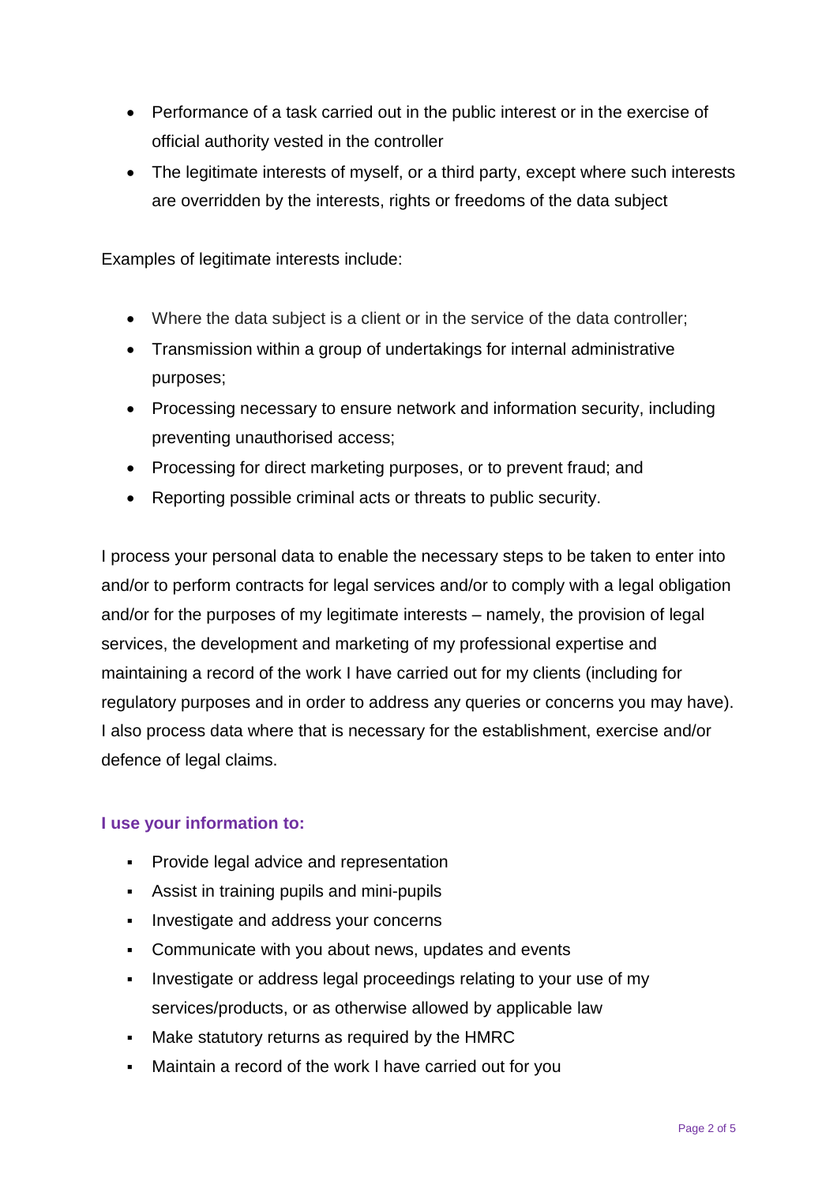- Performance of a task carried out in the public interest or in the exercise of official authority vested in the controller
- The legitimate interests of myself, or a third party, except where such interests are overridden by the interests, rights or freedoms of the data subject

Examples of legitimate interests include:

- Where the data subject is a client or in the service of the data controller;
- Transmission within a group of undertakings for internal administrative purposes;
- Processing necessary to ensure network and information security, including preventing unauthorised access;
- Processing for direct marketing purposes, or to prevent fraud; and
- Reporting possible criminal acts or threats to public security.

I process your personal data to enable the necessary steps to be taken to enter into and/or to perform contracts for legal services and/or to comply with a legal obligation and/or for the purposes of my legitimate interests – namely, the provision of legal services, the development and marketing of my professional expertise and maintaining a record of the work I have carried out for my clients (including for regulatory purposes and in order to address any queries or concerns you may have). I also process data where that is necessary for the establishment, exercise and/or defence of legal claims.

### I use your information to:

- Provide legal advice and representation
- Assist in training pupils and mini-pupils
- Investigate and address your concerns
- Communicate with you about news, updates and events
- Investigate or address legal proceedings relating to your use of my services/products, or as otherwise allowed by applicable law
- Make statutory returns as required by the HMRC
- Maintain a record of the work I have carried out for you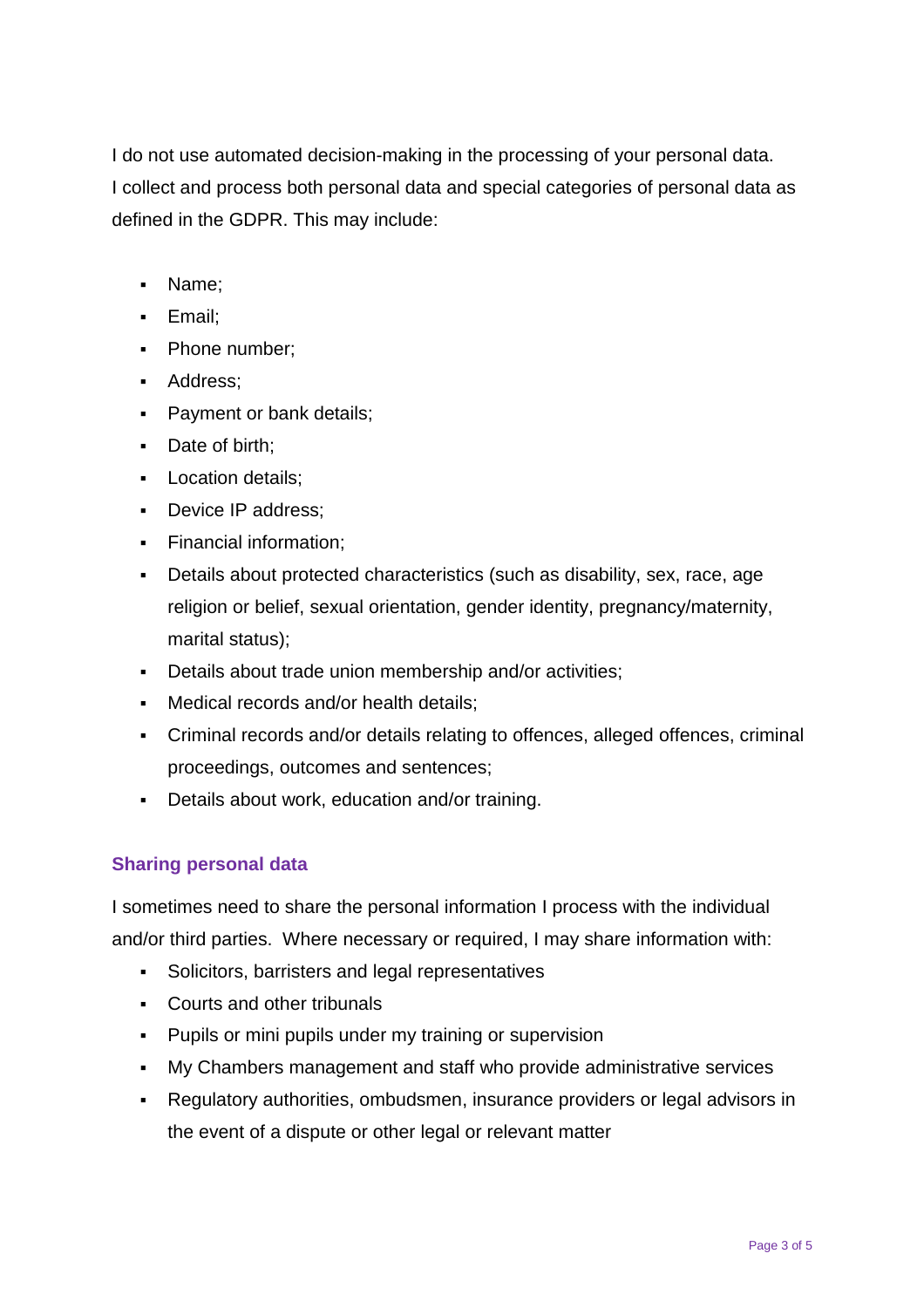I do not use automated decision-making in the processing of your personal data.
I collect and process both personal data and special categories of personal data as defined in the GDPR. This may include:

- Name;
- Email;
- Phone number;
- Address;
- Payment or bank details;
- Date of birth;
- Location details;
- Device IP address;
- Financial information;
- Details about protected characteristics (such as disability, sex, race, age religion or belief, sexual orientation, gender identity, pregnancy/maternity, marital status);
- Details about trade union membership and/or activities;
- Medical records and/or health details;
- Criminal records and/or details relating to offences, alleged offences, criminal proceedings, outcomes and sentences;
- Details about work, education and/or training.

## Sharing personal data

I sometimes need to share the personal information I process with the individual and/or third parties. Where necessary or required, I may share information with:

- Solicitors, barristers and legal representatives
- Courts and other tribunals
- Pupils or mini pupils under my training or supervision
- My Chambers management and staff who provide administrative services
- Regulatory authorities, ombudsmen, insurance providers or legal advisors in the event of a dispute or other legal or relevant matter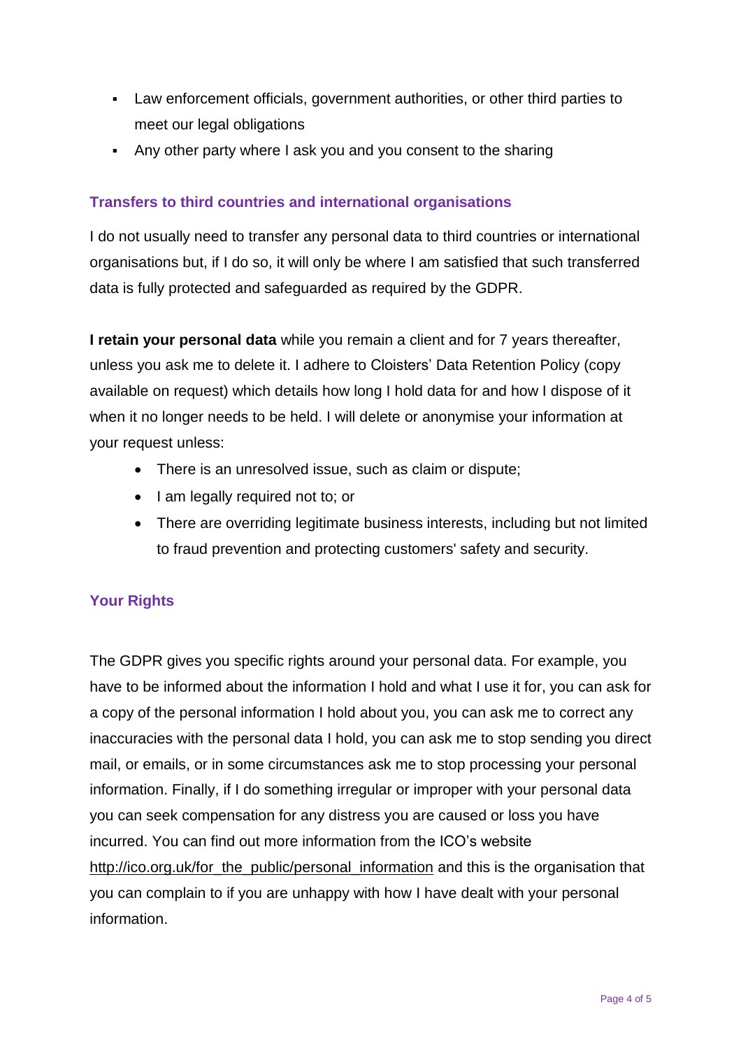- Law enforcement officials, government authorities, or other third parties to meet our legal obligations
- Any other party where I ask you and you consent to the sharing

### Transfers to third countries and international organisations

I do not usually need to transfer any personal data to third countries or international organisations but, if I do so, it will only be where I am satisfied that such transferred data is fully protected and safeguarded as required by the GDPR.

**I retain your personal data** while you remain a client and for 7 years thereafter, unless you ask me to delete it. I adhere to Cloisters' Data Retention Policy (copy available on request) which details how long I hold data for and how I dispose of it when it no longer needs to be held. I will delete or anonymise your information at your request unless:

- There is an unresolved issue, such as claim or dispute;
- I am legally required not to; or
- There are overriding legitimate business interests, including but not limited to fraud prevention and protecting customers' safety and security.

### Your Rights

The GDPR gives you specific rights around your personal data. For example, you have to be informed about the information I hold and what I use it for, you can ask for a copy of the personal information I hold about you, you can ask me to correct any inaccuracies with the personal data I hold, you can ask me to stop sending you direct mail, or emails, or in some circumstances ask me to stop processing your personal information. Finally, if I do something irregular or improper with your personal data you can seek compensation for any distress you are caused or loss you have incurred. You can find out more information from the ICO's website http://ico.org.uk/for_the_public/personal_information and this is the organisation that you can complain to if you are unhappy with how I have dealt with your personal information.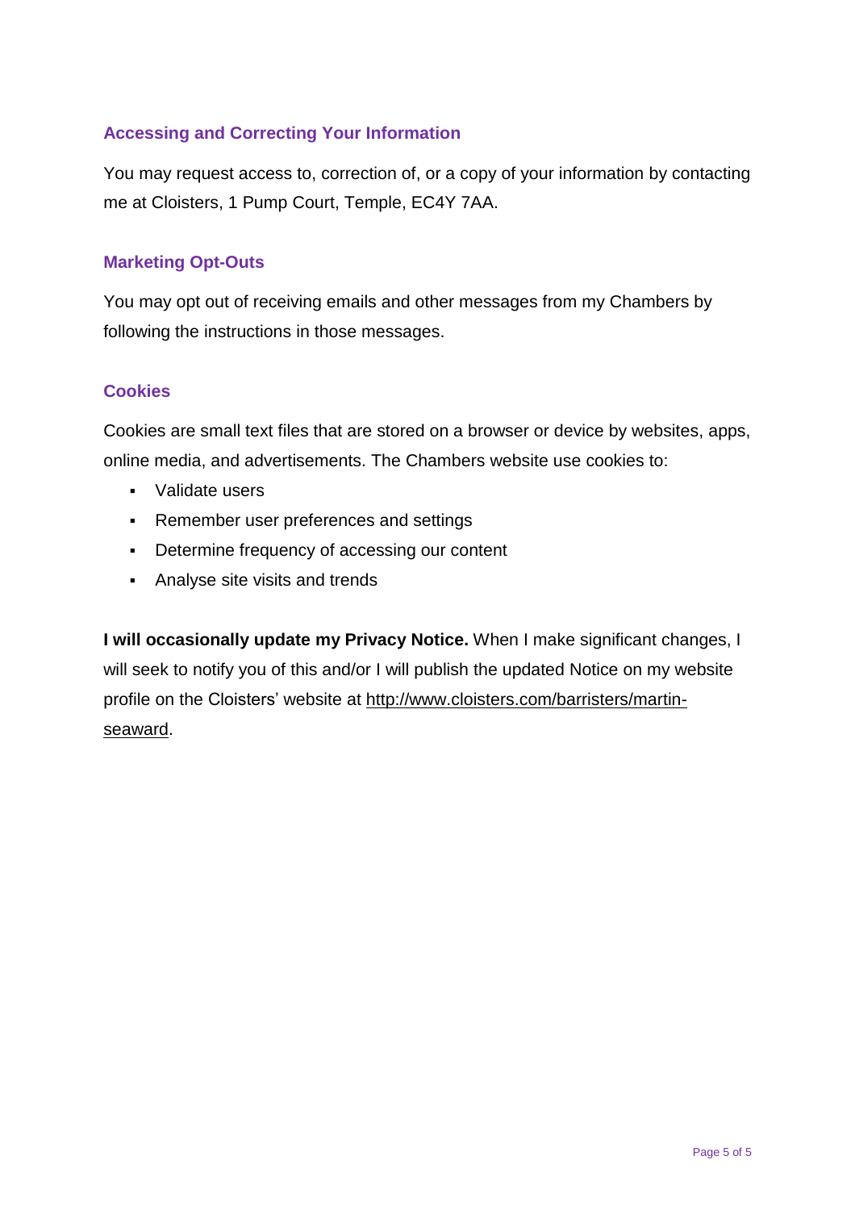### Accessing and Correcting Your Information

You may request access to, correction of, or a copy of your information by contacting me at Cloisters, 1 Pump Court, Temple, EC4Y 7AA.

### Marketing Opt-Outs

You may opt out of receiving emails and other messages from my Chambers by following the instructions in those messages.

### Cookies

Cookies are small text files that are stored on a browser or device by websites, apps, online media, and advertisements. The Chambers website use cookies to:

- Validate users
- Remember user preferences and settings
- Determine frequency of accessing our content
- Analyse site visits and trends

**I will occasionally update my Privacy Notice.** When I make significant changes, I will seek to notify you of this and/or I will publish the updated Notice on my website profile on the Cloisters' website at http://www.cloisters.com/barristers/martin-seaward.